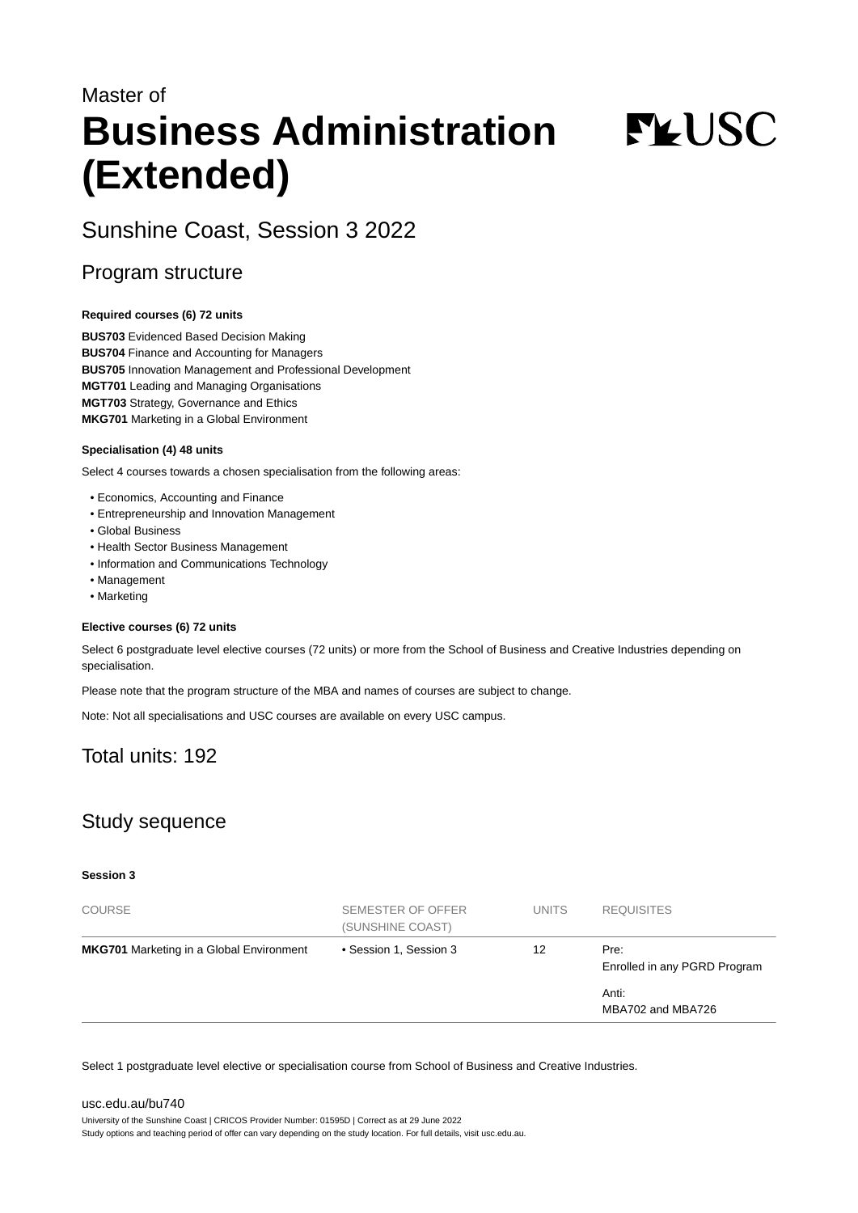Master of

# Business Administration (Extended)

## Sunshine Coast, Session 3 2022

## Program structure

**Required courses (6) 72 units**

**BUS703** Evidenced Based Decision Making
**BUS704** Finance and Accounting for Managers
**BUS705** Innovation Management and Professional Development
**MGT701** Leading and Managing Organisations
**MGT703** Strategy, Governance and Ethics
**MKG701** Marketing in a Global Environment

**Specialisation (4) 48 units**

Select 4 courses towards a chosen specialisation from the following areas:

- Economics, Accounting and Finance
- Entrepreneurship and Innovation Management
- Global Business
- Health Sector Business Management
- Information and Communications Technology
- Management
- Marketing

**Elective courses (6) 72 units**

Select 6 postgraduate level elective courses (72 units) or more from the School of Business and Creative Industries depending on specialisation.

Please note that the program structure of the MBA and names of courses are subject to change.

Note: Not all specialisations and USC courses are available on every USC campus.

## Total units: 192

## Study sequence

**Session 3**

| COURSE | SEMESTER OF OFFER (SUNSHINE COAST) | UNITS | REQUISITES |
|---|---|---|---|
| **MKG701** Marketing in a Global Environment | • Session 1, Session 3 | 12 | Pre: Enrolled in any PGRD Program<br>Anti: MBA702 and MBA726 |

Select 1 postgraduate level elective or specialisation course from School of Business and Creative Industries.

usc.edu.au/bu740
University of the Sunshine Coast | CRICOS Provider Number: 01595D | Correct as at 29 June 2022
Study options and teaching period of offer can vary depending on the study location. For full details, visit usc.edu.au.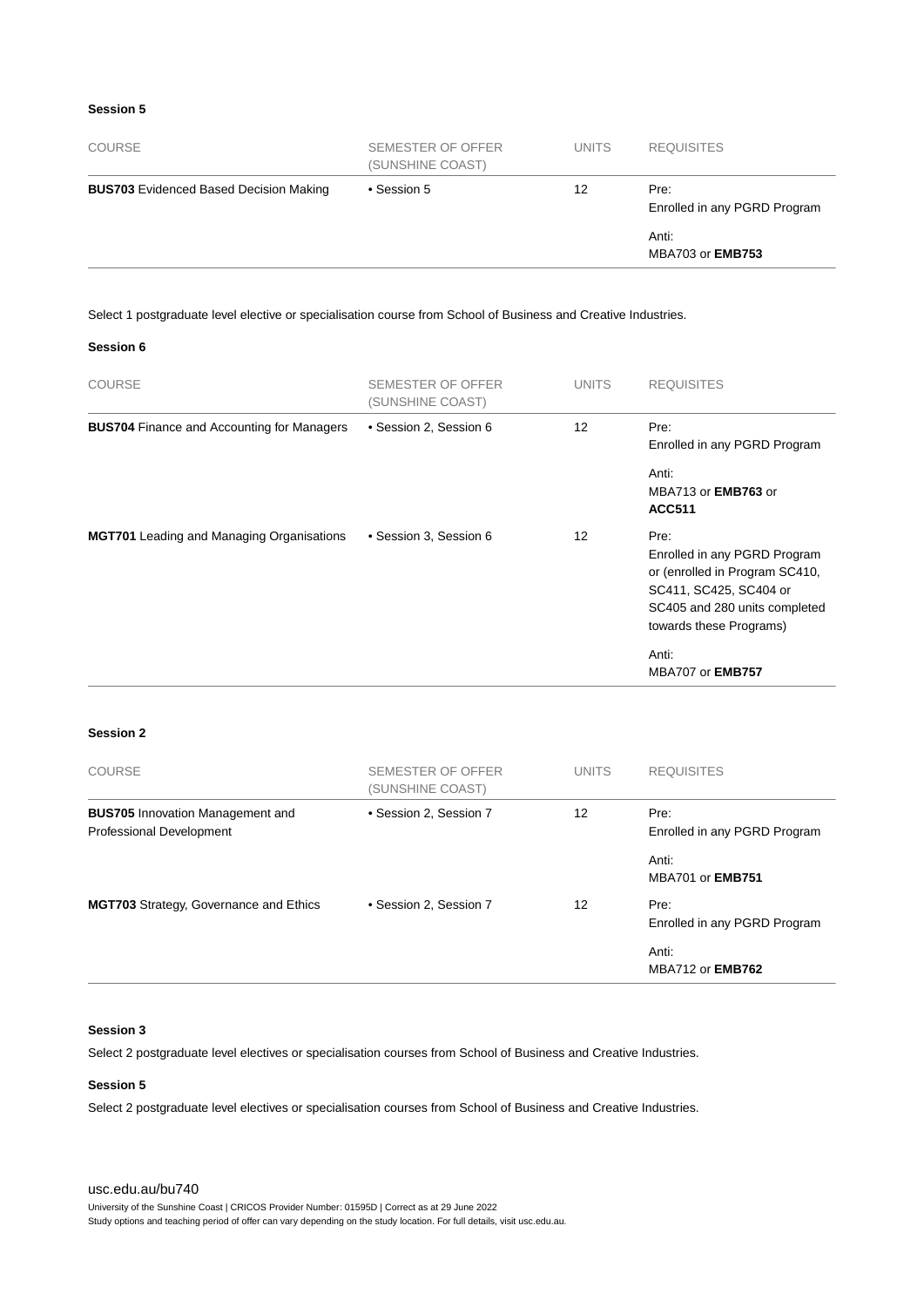**Session 5**

| COURSE | SEMESTER OF OFFER (SUNSHINE COAST) | UNITS | REQUISITES |
|---|---|---|---|
| **BUS703** Evidenced Based Decision Making | • Session 5 | 12 | Pre: Enrolled in any PGRD Program<br><br>Anti: MBA703 or **EMB753** |

Select 1 postgraduate level elective or specialisation course from School of Business and Creative Industries.

**Session 6**

| COURSE | SEMESTER OF OFFER (SUNSHINE COAST) | UNITS | REQUISITES |
|---|---|---|---|
| **BUS704** Finance and Accounting for Managers | • Session 2, Session 6 | 12 | Pre: Enrolled in any PGRD Program<br><br>Anti: MBA713 or **EMB763** or **ACC511** |
| **MGT701** Leading and Managing Organisations | • Session 3, Session 6 | 12 | Pre: Enrolled in any PGRD Program or (enrolled in Program SC410, SC411, SC425, SC404 or SC405 and 280 units completed towards these Programs)<br><br>Anti: MBA707 or **EMB757** |

**Session 2**

| COURSE | SEMESTER OF OFFER (SUNSHINE COAST) | UNITS | REQUISITES |
|---|---|---|---|
| **BUS705** Innovation Management and Professional Development | • Session 2, Session 7 | 12 | Pre: Enrolled in any PGRD Program<br><br>Anti: MBA701 or **EMB751** |
| **MGT703** Strategy, Governance and Ethics | • Session 2, Session 7 | 12 | Pre: Enrolled in any PGRD Program<br><br>Anti: MBA712 or **EMB762** |

**Session 3**

Select 2 postgraduate level electives or specialisation courses from School of Business and Creative Industries.

**Session 5**

Select 2 postgraduate level electives or specialisation courses from School of Business and Creative Industries.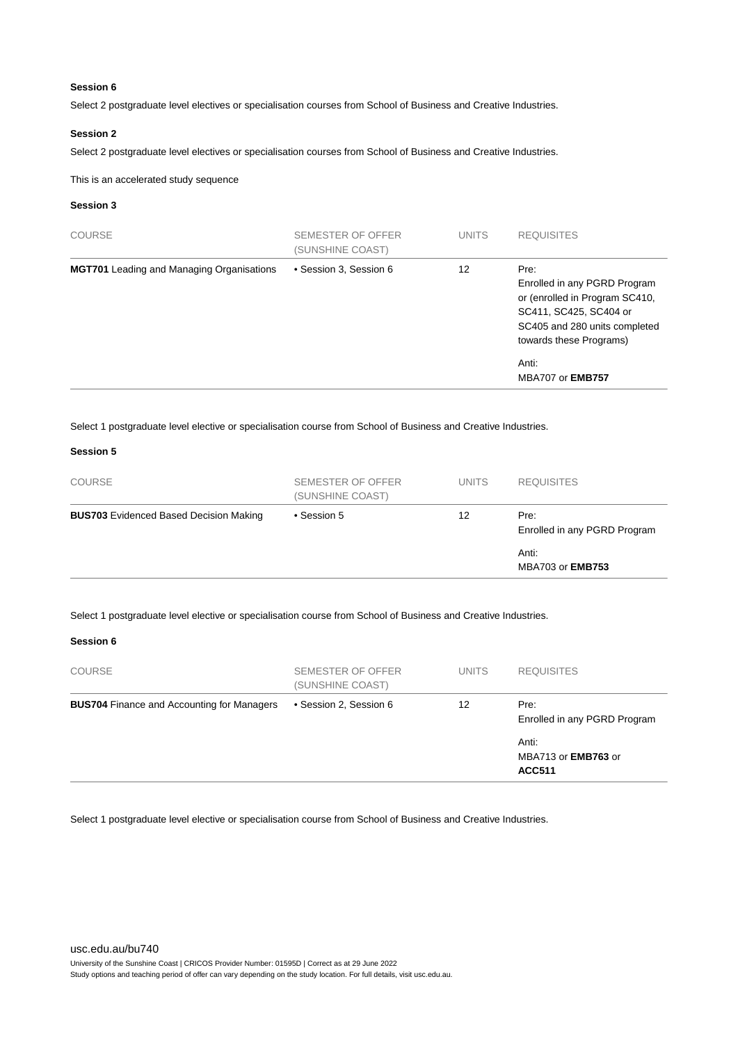### Session 6

Select 2 postgraduate level electives or specialisation courses from School of Business and Creative Industries.

### Session 2

Select 2 postgraduate level electives or specialisation courses from School of Business and Creative Industries.

This is an accelerated study sequence

### Session 3

| COURSE | SEMESTER OF OFFER (SUNSHINE COAST) | UNITS | REQUISITES |
|---|---|---|---|
| **MGT701** Leading and Managing Organisations | • Session 3, Session 6 | 12 | Pre: Enrolled in any PGRD Program or (enrolled in Program SC410, SC411, SC425, SC404 or SC405 and 280 units completed towards these Programs)<br><br>Anti: MBA707 or **EMB757** |

Select 1 postgraduate level elective or specialisation course from School of Business and Creative Industries.

### Session 5

| COURSE | SEMESTER OF OFFER (SUNSHINE COAST) | UNITS | REQUISITES |
|---|---|---|---|
| **BUS703** Evidenced Based Decision Making | • Session 5 | 12 | Pre: Enrolled in any PGRD Program<br><br>Anti: MBA703 or **EMB753** |

Select 1 postgraduate level elective or specialisation course from School of Business and Creative Industries.

### Session 6

| COURSE | SEMESTER OF OFFER (SUNSHINE COAST) | UNITS | REQUISITES |
|---|---|---|---|
| **BUS704** Finance and Accounting for Managers | • Session 2, Session 6 | 12 | Pre: Enrolled in any PGRD Program<br><br>Anti: MBA713 or **EMB763** or **ACC511** |

Select 1 postgraduate level elective or specialisation course from School of Business and Creative Industries.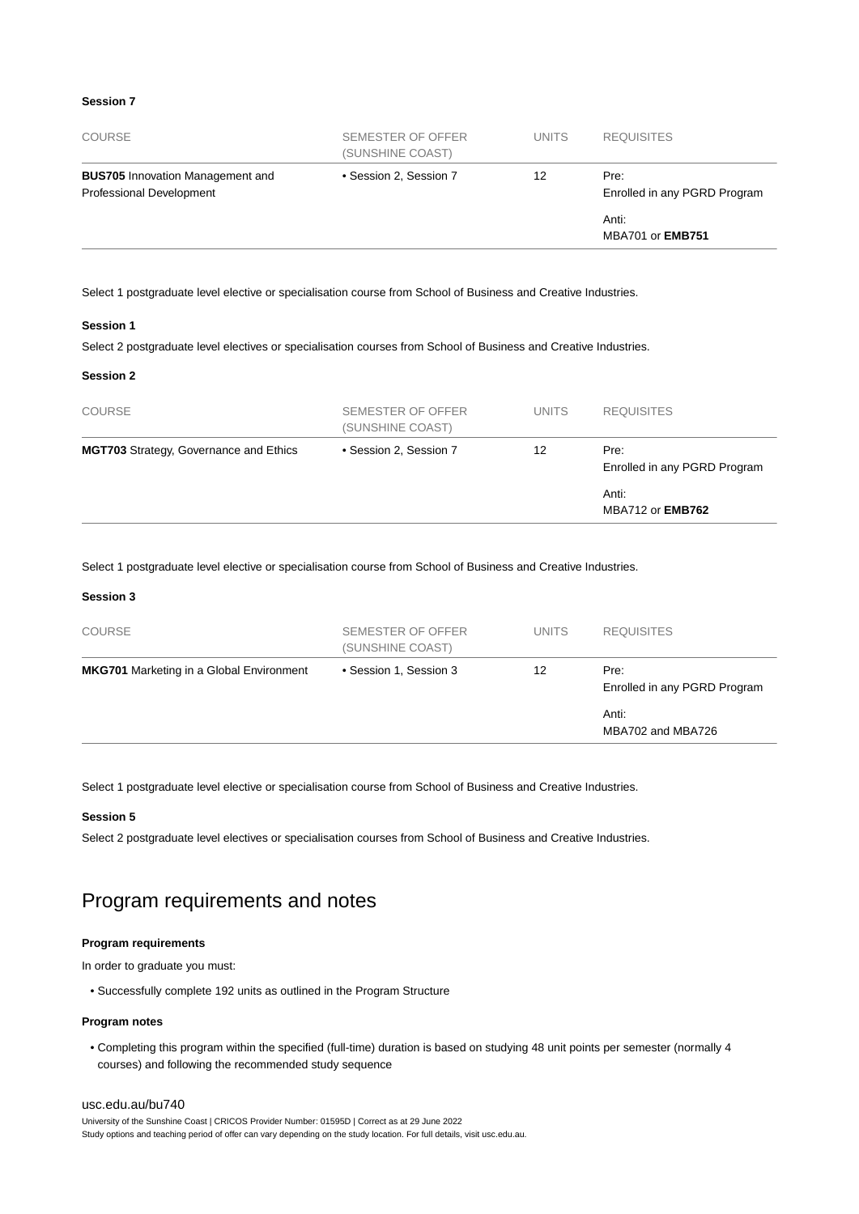**Session 7**

| COURSE | SEMESTER OF OFFER (SUNSHINE COAST) | UNITS | REQUISITES |
| --- | --- | --- | --- |
| **BUS705** Innovation Management and Professional Development | • Session 2, Session 7 | 12 | Pre: Enrolled in any PGRD Program<br>Anti: MBA701 or **EMB751** |

Select 1 postgraduate level elective or specialisation course from School of Business and Creative Industries.

**Session 1**

Select 2 postgraduate level electives or specialisation courses from School of Business and Creative Industries.

**Session 2**

| COURSE | SEMESTER OF OFFER (SUNSHINE COAST) | UNITS | REQUISITES |
| --- | --- | --- | --- |
| **MGT703** Strategy, Governance and Ethics | • Session 2, Session 7 | 12 | Pre: Enrolled in any PGRD Program<br>Anti: MBA712 or **EMB762** |

Select 1 postgraduate level elective or specialisation course from School of Business and Creative Industries.

**Session 3**

| COURSE | SEMESTER OF OFFER (SUNSHINE COAST) | UNITS | REQUISITES |
| --- | --- | --- | --- |
| **MKG701** Marketing in a Global Environment | • Session 1, Session 3 | 12 | Pre: Enrolled in any PGRD Program<br>Anti: MBA702 and MBA726 |

Select 1 postgraduate level elective or specialisation course from School of Business and Creative Industries.

**Session 5**

Select 2 postgraduate level electives or specialisation courses from School of Business and Creative Industries.

## Program requirements and notes

**Program requirements**

In order to graduate you must:

- Successfully complete 192 units as outlined in the Program Structure

**Program notes**

- Completing this program within the specified (full-time) duration is based on studying 48 unit points per semester (normally 4 courses) and following the recommended study sequence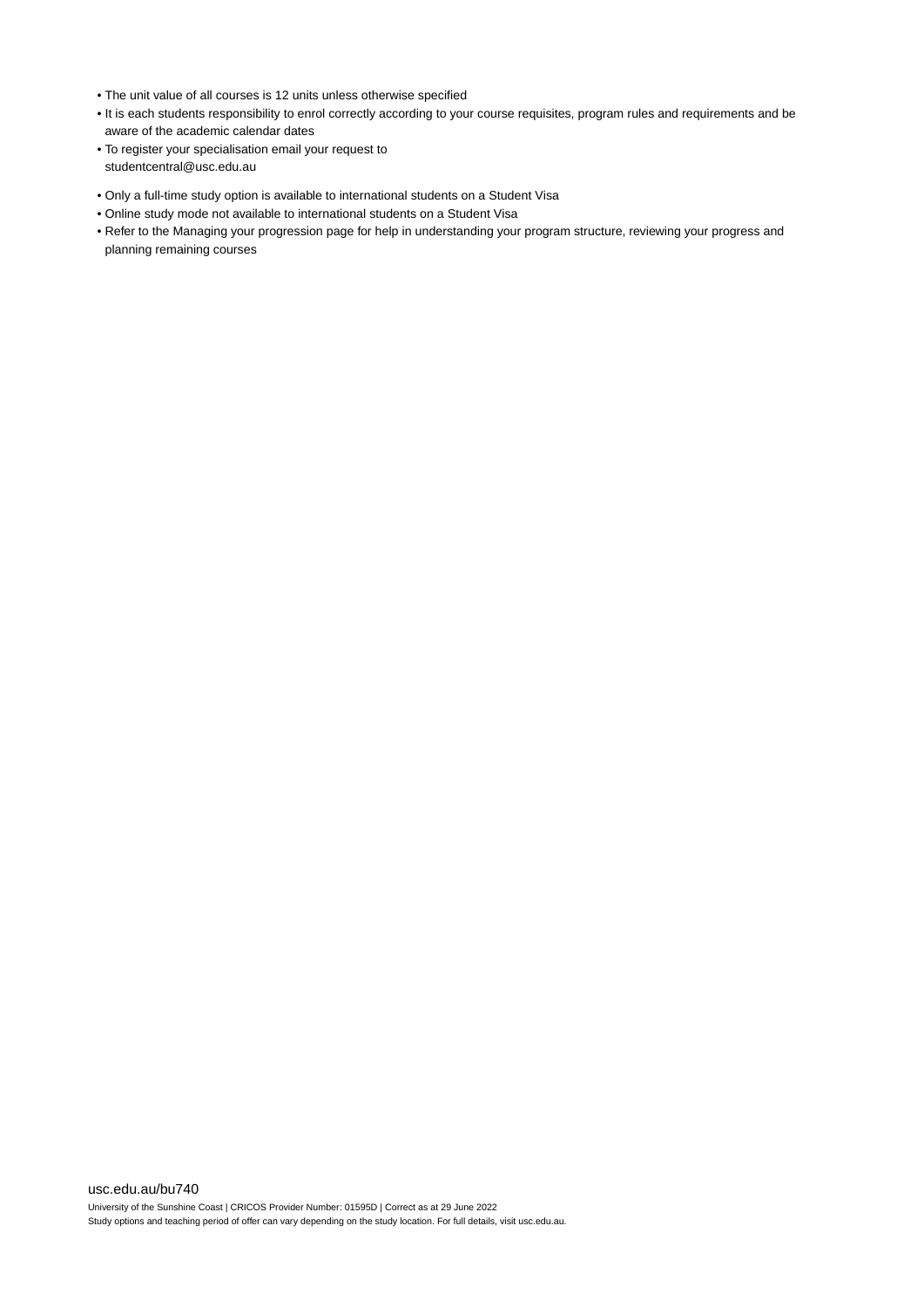- The unit value of all courses is 12 units unless otherwise specified
- It is each students responsibility to enrol correctly according to your course requisites, program rules and requirements and be aware of the academic calendar dates
- To register your specialisation email your request to studentcentral@usc.edu.au
- Only a full-time study option is available to international students on a Student Visa
- Online study mode not available to international students on a Student Visa
- Refer to the Managing your progression page for help in understanding your program structure, reviewing your progress and planning remaining courses

usc.edu.au/bu740

University of the Sunshine Coast | CRICOS Provider Number: 01595D | Correct as at 29 June 2022

Study options and teaching period of offer can vary depending on the study location. For full details, visit usc.edu.au.